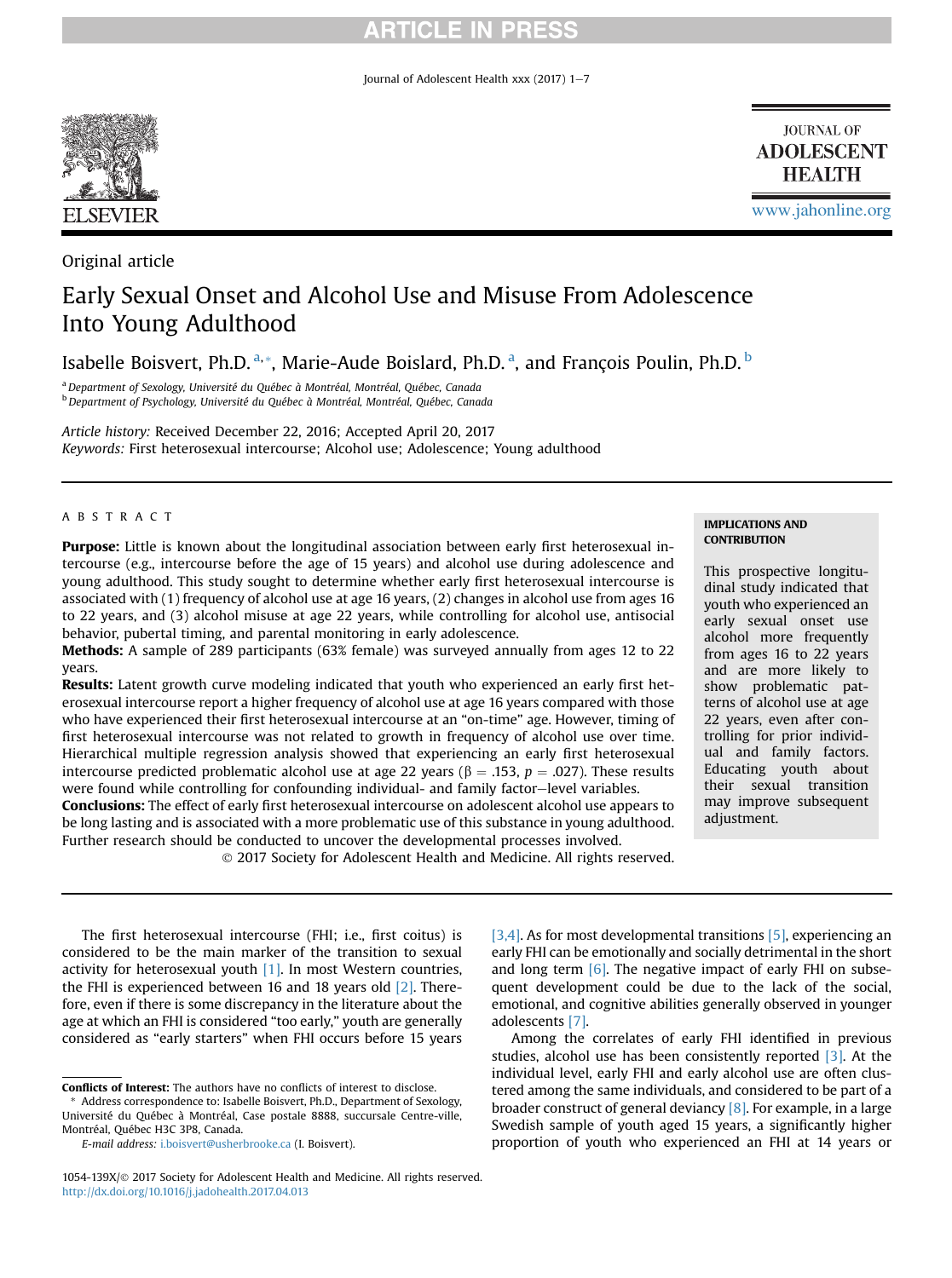Original article

# Early Sexual Onset and Alcohol Use and Misuse From Adolescence Into Young Adulthood

Isabelle Boisvert, Ph.D. [a,*], Marie-Aude Boislard, Ph.D. [a], and François Poulin, Ph.D. [b]

[a] Department of Sexology, Université du Québec à Montréal, Montréal, Québec, Canada
[b] Department of Psychology, Université du Québec à Montréal, Montréal, Québec, Canada

*Article history:* Received December 22, 2016; Accepted April 20, 2017
*Keywords:* First heterosexual intercourse; Alcohol use; Adolescence; Young adulthood

## ABSTRACT

**Purpose:** Little is known about the longitudinal association between early first heterosexual intercourse (e.g., intercourse before the age of 15 years) and alcohol use during adolescence and young adulthood. This study sought to determine whether early first heterosexual intercourse is associated with (1) frequency of alcohol use at age 16 years, (2) changes in alcohol use from ages 16 to 22 years, and (3) alcohol misuse at age 22 years, while controlling for alcohol use, antisocial behavior, pubertal timing, and parental monitoring in early adolescence.

**Methods:** A sample of 289 participants (63% female) was surveyed annually from ages 12 to 22 years.

**Results:** Latent growth curve modeling indicated that youth who experienced an early first heterosexual intercourse report a higher frequency of alcohol use at age 16 years compared with those who have experienced their first heterosexual intercourse at an "on-time" age. However, timing of first heterosexual intercourse was not related to growth in frequency of alcohol use over time. Hierarchical multiple regression analysis showed that experiencing an early first heterosexual intercourse predicted problematic alcohol use at age 22 years ($\beta = .153$, $p = .027$). These results were found while controlling for confounding individual- and family factor–level variables.

**Conclusions:** The effect of early first heterosexual intercourse on adolescent alcohol use appears to be long lasting and is associated with a more problematic use of this substance in young adulthood. Further research should be conducted to uncover the developmental processes involved.

© 2017 Society for Adolescent Health and Medicine. All rights reserved.

**IMPLICATIONS AND CONTRIBUTION**

This prospective longitudinal study indicated that youth who experienced an early sexual onset use alcohol more frequently from ages 16 to 22 years and are more likely to show problematic patterns of alcohol use at age 22 years, even after controlling for prior individual and family factors. Educating youth about their sexual transition may improve subsequent adjustment.

The first heterosexual intercourse (FHI; i.e., first coitus) is considered to be the main marker of the transition to sexual activity for heterosexual youth [1]. In most Western countries, the FHI is experienced between 16 and 18 years old [2]. Therefore, even if there is some discrepancy in the literature about the age at which an FHI is considered "too early," youth are generally considered as "early starters" when FHI occurs before 15 years [3,4]. As for most developmental transitions [5], experiencing an early FHI can be emotionally and socially detrimental in the short and long term [6]. The negative impact of early FHI on subsequent development could be due to the lack of the social, emotional, and cognitive abilities generally observed in younger adolescents [7].

Among the correlates of early FHI identified in previous studies, alcohol use has been consistently reported [3]. At the individual level, early FHI and early alcohol use are often clustered among the same individuals, and considered to be part of a broader construct of general deviancy [8]. For example, in a large Swedish sample of youth aged 15 years, a significantly higher proportion of youth who experienced an FHI at 14 years or

**Conflicts of Interest:** The authors have no conflicts of interest to disclose.

\* Address correspondence to: Isabelle Boisvert, Ph.D., Department of Sexology, Université du Québec à Montréal, Case postale 8888, succursale Centre-ville, Montréal, Québec H3C 3P8, Canada.

E-mail address: i.boisvert@usherbrooke.ca (I. Boisvert).

1054-139X/© 2017 Society for Adolescent Health and Medicine. All rights reserved.
http://dx.doi.org/10.1016/j.jadohealth.2017.04.013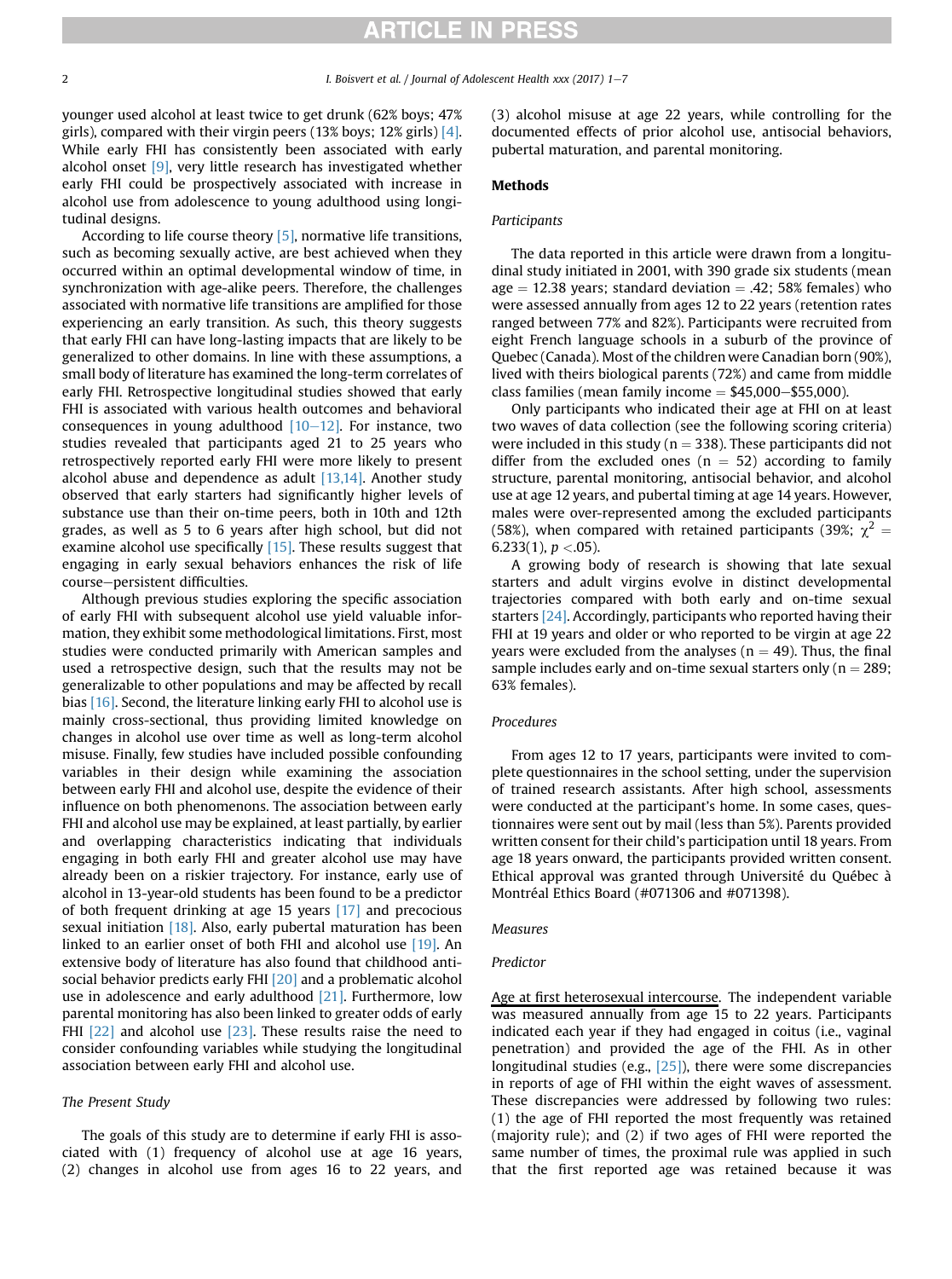younger used alcohol at least twice to get drunk (62% boys; 47% girls), compared with their virgin peers (13% boys; 12% girls) [4]. While early FHI has consistently been associated with early alcohol onset [9], very little research has investigated whether early FHI could be prospectively associated with increase in alcohol use from adolescence to young adulthood using longitudinal designs.

According to life course theory [5], normative life transitions, such as becoming sexually active, are best achieved when they occurred within an optimal developmental window of time, in synchronization with age-alike peers. Therefore, the challenges associated with normative life transitions are amplified for those experiencing an early transition. As such, this theory suggests that early FHI can have long-lasting impacts that are likely to be generalized to other domains. In line with these assumptions, a small body of literature has examined the long-term correlates of early FHI. Retrospective longitudinal studies showed that early FHI is associated with various health outcomes and behavioral consequences in young adulthood [10–12]. For instance, two studies revealed that participants aged 21 to 25 years who retrospectively reported early FHI were more likely to present alcohol abuse and dependence as adult [13,14]. Another study observed that early starters had significantly higher levels of substance use than their on-time peers, both in 10th and 12th grades, as well as 5 to 6 years after high school, but did not examine alcohol use specifically [15]. These results suggest that engaging in early sexual behaviors enhances the risk of life course–persistent difficulties.

Although previous studies exploring the specific association of early FHI with subsequent alcohol use yield valuable information, they exhibit some methodological limitations. First, most studies were conducted primarily with American samples and used a retrospective design, such that the results may not be generalizable to other populations and may be affected by recall bias [16]. Second, the literature linking early FHI to alcohol use is mainly cross-sectional, thus providing limited knowledge on changes in alcohol use over time as well as long-term alcohol misuse. Finally, few studies have included possible confounding variables in their design while examining the association between early FHI and alcohol use, despite the evidence of their influence on both phenomenons. The association between early FHI and alcohol use may be explained, at least partially, by earlier and overlapping characteristics indicating that individuals engaging in both early FHI and greater alcohol use may have already been on a riskier trajectory. For instance, early use of alcohol in 13-year-old students has been found to be a predictor of both frequent drinking at age 15 years [17] and precocious sexual initiation [18]. Also, early pubertal maturation has been linked to an earlier onset of both FHI and alcohol use [19]. An extensive body of literature has also found that childhood antisocial behavior predicts early FHI [20] and a problematic alcohol use in adolescence and early adulthood [21]. Furthermore, low parental monitoring has also been linked to greater odds of early FHI [22] and alcohol use [23]. These results raise the need to consider confounding variables while studying the longitudinal association between early FHI and alcohol use.

### The Present Study

The goals of this study are to determine if early FHI is associated with (1) frequency of alcohol use at age 16 years, (2) changes in alcohol use from ages 16 to 22 years, and (3) alcohol misuse at age 22 years, while controlling for the documented effects of prior alcohol use, antisocial behaviors, pubertal maturation, and parental monitoring.

## Methods

### Participants

The data reported in this article were drawn from a longitudinal study initiated in 2001, with 390 grade six students (mean age = 12.38 years; standard deviation = .42; 58% females) who were assessed annually from ages 12 to 22 years (retention rates ranged between 77% and 82%). Participants were recruited from eight French language schools in a suburb of the province of Quebec (Canada). Most of the children were Canadian born (90%), lived with theirs biological parents (72%) and came from middle class families (mean family income = $45,000–$55,000).

Only participants who indicated their age at FHI on at least two waves of data collection (see the following scoring criteria) were included in this study (n = 338). These participants did not differ from the excluded ones (n = 52) according to family structure, parental monitoring, antisocial behavior, and alcohol use at age 12 years, and pubertal timing at age 14 years. However, males were over-represented among the excluded participants (58%), when compared with retained participants (39%; $\chi^2 = 6.233(1)$, $p < .05$).

A growing body of research is showing that late sexual starters and adult virgins evolve in distinct developmental trajectories compared with both early and on-time sexual starters [24]. Accordingly, participants who reported having their FHI at 19 years and older or who reported to be virgin at age 22 years were excluded from the analyses (n = 49). Thus, the final sample includes early and on-time sexual starters only (n = 289; 63% females).

### Procedures

From ages 12 to 17 years, participants were invited to complete questionnaires in the school setting, under the supervision of trained research assistants. After high school, assessments were conducted at the participant's home. In some cases, questionnaires were sent out by mail (less than 5%). Parents provided written consent for their child's participation until 18 years. From age 18 years onward, the participants provided written consent. Ethical approval was granted through Université du Québec à Montréal Ethics Board (#071306 and #071398).

### Measures

#### Predictor

Age at first heterosexual intercourse. The independent variable was measured annually from age 15 to 22 years. Participants indicated each year if they had engaged in coitus (i.e., vaginal penetration) and provided the age of the FHI. As in other longitudinal studies (e.g., [25]), there were some discrepancies in reports of age of FHI within the eight waves of assessment. These discrepancies were addressed by following two rules: (1) the age of FHI reported the most frequently was retained (majority rule); and (2) if two ages of FHI were reported the same number of times, the proximal rule was applied in such that the first reported age was retained because it was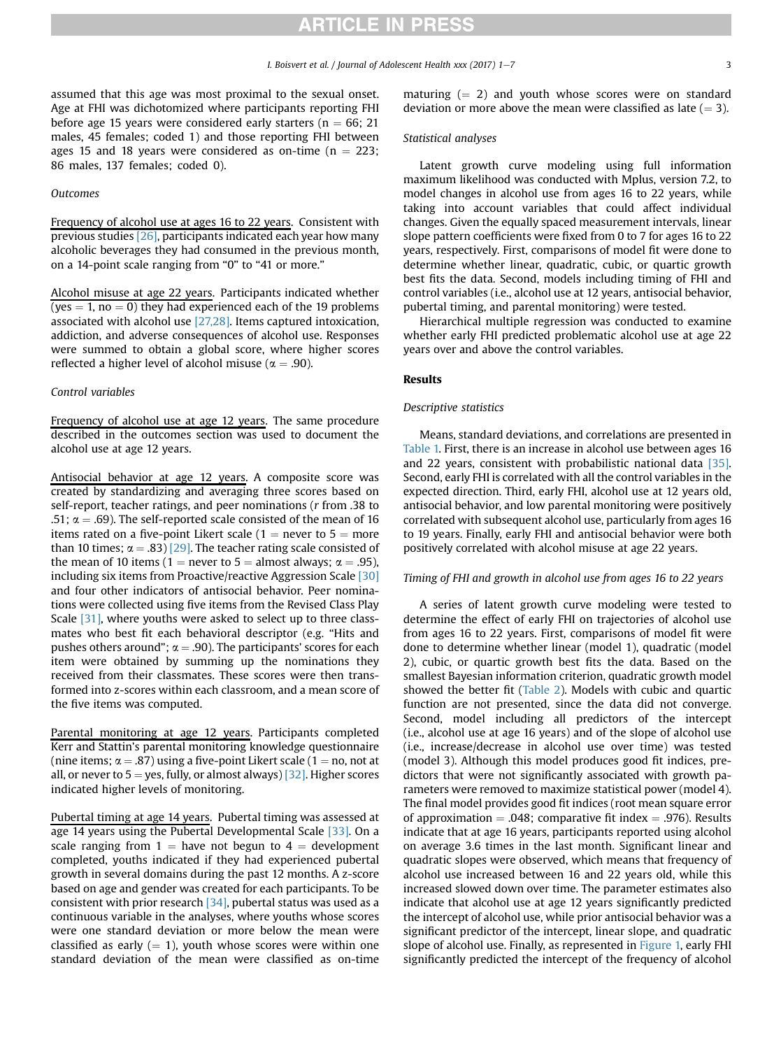assumed that this age was most proximal to the sexual onset. Age at FHI was dichotomized where participants reporting FHI before age 15 years were considered early starters (n = 66; 21 males, 45 females; coded 1) and those reporting FHI between ages 15 and 18 years were considered as on-time (n = 223; 86 males, 137 females; coded 0).

### Outcomes

Frequency of alcohol use at ages 16 to 22 years. Consistent with previous studies [26], participants indicated each year how many alcoholic beverages they had consumed in the previous month, on a 14-point scale ranging from "0" to "41 or more."

Alcohol misuse at age 22 years. Participants indicated whether (yes = 1, no = 0) they had experienced each of the 19 problems associated with alcohol use [27,28]. Items captured intoxication, addiction, and adverse consequences of alcohol use. Responses were summed to obtain a global score, where higher scores reflected a higher level of alcohol misuse ($\alpha = .90$).

### Control variables

Frequency of alcohol use at age 12 years. The same procedure described in the outcomes section was used to document the alcohol use at age 12 years.

Antisocial behavior at age 12 years. A composite score was created by standardizing and averaging three scores based on self-report, teacher ratings, and peer nominations ($r$ from .38 to .51; $\alpha = .69$). The self-reported scale consisted of the mean of 16 items rated on a five-point Likert scale (1 = never to 5 = more than 10 times; $\alpha = .83$) [29]. The teacher rating scale consisted of the mean of 10 items (1 = never to 5 = almost always; $\alpha = .95$), including six items from Proactive/reactive Aggression Scale [30] and four other indicators of antisocial behavior. Peer nominations were collected using five items from the Revised Class Play Scale [31], where youths were asked to select up to three classmates who best fit each behavioral descriptor (e.g. "Hits and pushes others around"; $\alpha = .90$). The participants' scores for each item were obtained by summing up the nominations they received from their classmates. These scores were then transformed into z-scores within each classroom, and a mean score of the five items was computed.

Parental monitoring at age 12 years. Participants completed Kerr and Stattin's parental monitoring knowledge questionnaire (nine items; $\alpha = .87$) using a five-point Likert scale (1 = no, not at all, or never to 5 = yes, fully, or almost always) [32]. Higher scores indicated higher levels of monitoring.

Pubertal timing at age 14 years. Pubertal timing was assessed at age 14 years using the Pubertal Developmental Scale [33]. On a scale ranging from 1 = have not begun to 4 = development completed, youths indicated if they had experienced pubertal growth in several domains during the past 12 months. A z-score based on age and gender was created for each participants. To be consistent with prior research [34], pubertal status was used as a continuous variable in the analyses, where youths whose scores were one standard deviation or more below the mean were classified as early (= 1), youth whose scores were within one standard deviation of the mean were classified as on-time maturing (= 2) and youth whose scores were on standard deviation or more above the mean were classified as late (= 3).

### Statistical analyses

Latent growth curve modeling using full information maximum likelihood was conducted with Mplus, version 7.2, to model changes in alcohol use from ages 16 to 22 years, while taking into account variables that could affect individual changes. Given the equally spaced measurement intervals, linear slope pattern coefficients were fixed from 0 to 7 for ages 16 to 22 years, respectively. First, comparisons of model fit were done to determine whether linear, quadratic, cubic, or quartic growth best fits the data. Second, models including timing of FHI and control variables (i.e., alcohol use at 12 years, antisocial behavior, pubertal timing, and parental monitoring) were tested.

Hierarchical multiple regression was conducted to examine whether early FHI predicted problematic alcohol use at age 22 years over and above the control variables.

## Results

### Descriptive statistics

Means, standard deviations, and correlations are presented in Table 1. First, there is an increase in alcohol use between ages 16 and 22 years, consistent with probabilistic national data [35]. Second, early FHI is correlated with all the control variables in the expected direction. Third, early FHI, alcohol use at 12 years old, antisocial behavior, and low parental monitoring were positively correlated with subsequent alcohol use, particularly from ages 16 to 19 years. Finally, early FHI and antisocial behavior were both positively correlated with alcohol misuse at age 22 years.

### Timing of FHI and growth in alcohol use from ages 16 to 22 years

A series of latent growth curve modeling were tested to determine the effect of early FHI on trajectories of alcohol use from ages 16 to 22 years. First, comparisons of model fit were done to determine whether linear (model 1), quadratic (model 2), cubic, or quartic growth best fits the data. Based on the smallest Bayesian information criterion, quadratic growth model showed the better fit (Table 2). Models with cubic and quartic function are not presented, since the data did not converge. Second, model including all predictors of the intercept (i.e., alcohol use at age 16 years) and of the slope of alcohol use (i.e., increase/decrease in alcohol use over time) was tested (model 3). Although this model produces good fit indices, predictors that were not significantly associated with growth parameters were removed to maximize statistical power (model 4). The final model provides good fit indices (root mean square error of approximation = .048; comparative fit index = .976). Results indicate that at age 16 years, participants reported using alcohol on average 3.6 times in the last month. Significant linear and quadratic slopes were observed, which means that frequency of alcohol use increased between 16 and 22 years old, while this increased slowed down over time. The parameter estimates also indicate that alcohol use at age 12 years significantly predicted the intercept of alcohol use, while prior antisocial behavior was a significant predictor of the intercept, linear slope, and quadratic slope of alcohol use. Finally, as represented in Figure 1, early FHI significantly predicted the intercept of the frequency of alcohol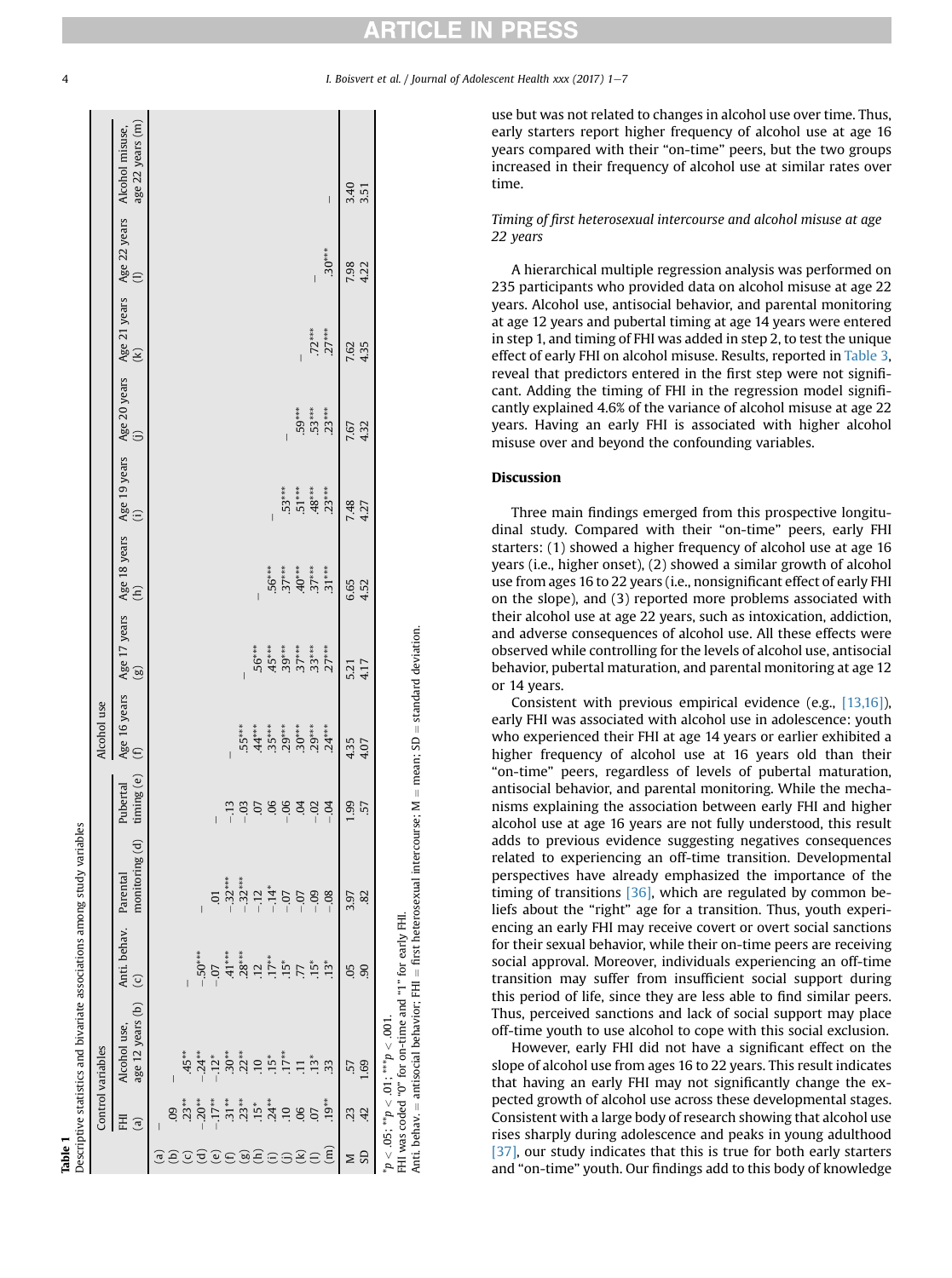**Table 1**

Descriptive statistics and bivariate associations among study variables

| | Control variables | | | | | Alcohol use | | | | | | | |
|---|---|---|---|---|---|---|---|---|---|---|---|---|---|
| | FHI (a) | Alcohol use, age 12 years (b) | Anti. behav. (c) | Parental monitoring (d) | Pubertal timing (e) | Age 16 years (f) | Age 17 years (g) | Age 18 years (h) | Age 19 years (i) | Age 20 years (j) | Age 21 years (k) | Age 22 years (l) | Alcohol misuse, age 22 years (m) |
| (a) | – | | | | | | | | | | | | |
| (b) | .09 | – | | | | | | | | | | | |
| (c) | .23** | .45** | – | | | | | | | | | | |
| (d) | −.20** | −.24** | −.50*** | – | | | | | | | | | |
| (e) | −.17** | −.12* | −.07 | .01 | – | | | | | | | | |
| (f) | .31** | .30** | .41*** | −.32*** | −.13 | – | | | | | | | |
| (g) | .23** | .22** | .28*** | −.32*** | −.03 | .55*** | – | | | | | | |
| (h) | .15* | .10 | .12 | −.12 | .07 | .44*** | .56*** | – | | | | | |
| (i) | .24** | .15* | .17** | −.14* | .06 | .35*** | .45*** | .56*** | – | | | | |
| (j) | .10 | .17** | .15* | −.07 | −.06 | .29*** | .39*** | .37*** | .53*** | – | | | |
| (k) | .06 | .11 | .77 | −.07 | .04 | .30*** | .37*** | .40*** | .51*** | .59*** | – | | |
| (l) | .07 | .13* | .15* | −.09 | −.02 | .29*** | .33*** | .37*** | .48*** | .53*** | .72*** | – | |
| (m) | .19** | .33 | .13* | −.08 | −.04 | .24*** | .27*** | .31*** | .23*** | .23*** | .27*** | .30*** | – |
| M | .23 | .57 | .05 | 3.97 | 1.99 | 4.35 | 5.21 | 6.65 | 7.48 | 7.67 | 7.62 | 7.98 | 3.40 |
| SD | .42 | 1.69 | .90 | .82 | .57 | 4.07 | 4.17 | 4.52 | 4.27 | 4.32 | 4.35 | 4.22 | 3.51 |

*$p < .05$; **$p < .01$; ***$p < .001$.

FHI was coded "0" for on-time and "1" for early FHI.

Anti. behav. = antisocial behavior; FHI = first heterosexual intercourse; M = mean; SD = standard deviation.

use but was not related to changes in alcohol use over time. Thus, early starters report higher frequency of alcohol use at age 16 years compared with their "on-time" peers, but the two groups increased in their frequency of alcohol use at similar rates over time.

### *Timing of first heterosexual intercourse and alcohol misuse at age 22 years*

A hierarchical multiple regression analysis was performed on 235 participants who provided data on alcohol misuse at age 22 years. Alcohol use, antisocial behavior, and parental monitoring at age 12 years and pubertal timing at age 14 years were entered in step 1, and timing of FHI was added in step 2, to test the unique effect of early FHI on alcohol misuse. Results, reported in Table 3, reveal that predictors entered in the first step were not significant. Adding the timing of FHI in the regression model significantly explained 4.6% of the variance of alcohol misuse at age 22 years. Having an early FHI is associated with higher alcohol misuse over and beyond the confounding variables.

## Discussion

Three main findings emerged from this prospective longitudinal study. Compared with their "on-time" peers, early FHI starters: (1) showed a higher frequency of alcohol use at age 16 years (i.e., higher onset), (2) showed a similar growth of alcohol use from ages 16 to 22 years (i.e., nonsignificant effect of early FHI on the slope), and (3) reported more problems associated with their alcohol use at age 22 years, such as intoxication, addiction, and adverse consequences of alcohol use. All these effects were observed while controlling for the levels of alcohol use, antisocial behavior, pubertal maturation, and parental monitoring at age 12 or 14 years.

Consistent with previous empirical evidence (e.g., [13,16]), early FHI was associated with alcohol use in adolescence: youth who experienced their FHI at age 14 years or earlier exhibited a higher frequency of alcohol use at 16 years old than their "on-time" peers, regardless of levels of pubertal maturation, antisocial behavior, and parental monitoring. While the mechanisms explaining the association between early FHI and higher alcohol use at age 16 years are not fully understood, this result adds to previous evidence suggesting negatives consequences related to experiencing an off-time transition. Developmental perspectives have already emphasized the importance of the timing of transitions [36], which are regulated by common beliefs about the "right" age for a transition. Thus, youth experiencing an early FHI may receive covert or overt social sanctions for their sexual behavior, while their on-time peers are receiving social approval. Moreover, individuals experiencing an off-time transition may suffer from insufficient social support during this period of life, since they are less able to find similar peers. Thus, perceived sanctions and lack of social support may place off-time youth to use alcohol to cope with this social exclusion.

However, early FHI did not have a significant effect on the slope of alcohol use from ages 16 to 22 years. This result indicates that having an early FHI may not significantly change the expected growth of alcohol use across these developmental stages. Consistent with a large body of research showing that alcohol use rises sharply during adolescence and peaks in young adulthood [37], our study indicates that this is true for both early starters and "on-time" youth. Our findings add to this body of knowledge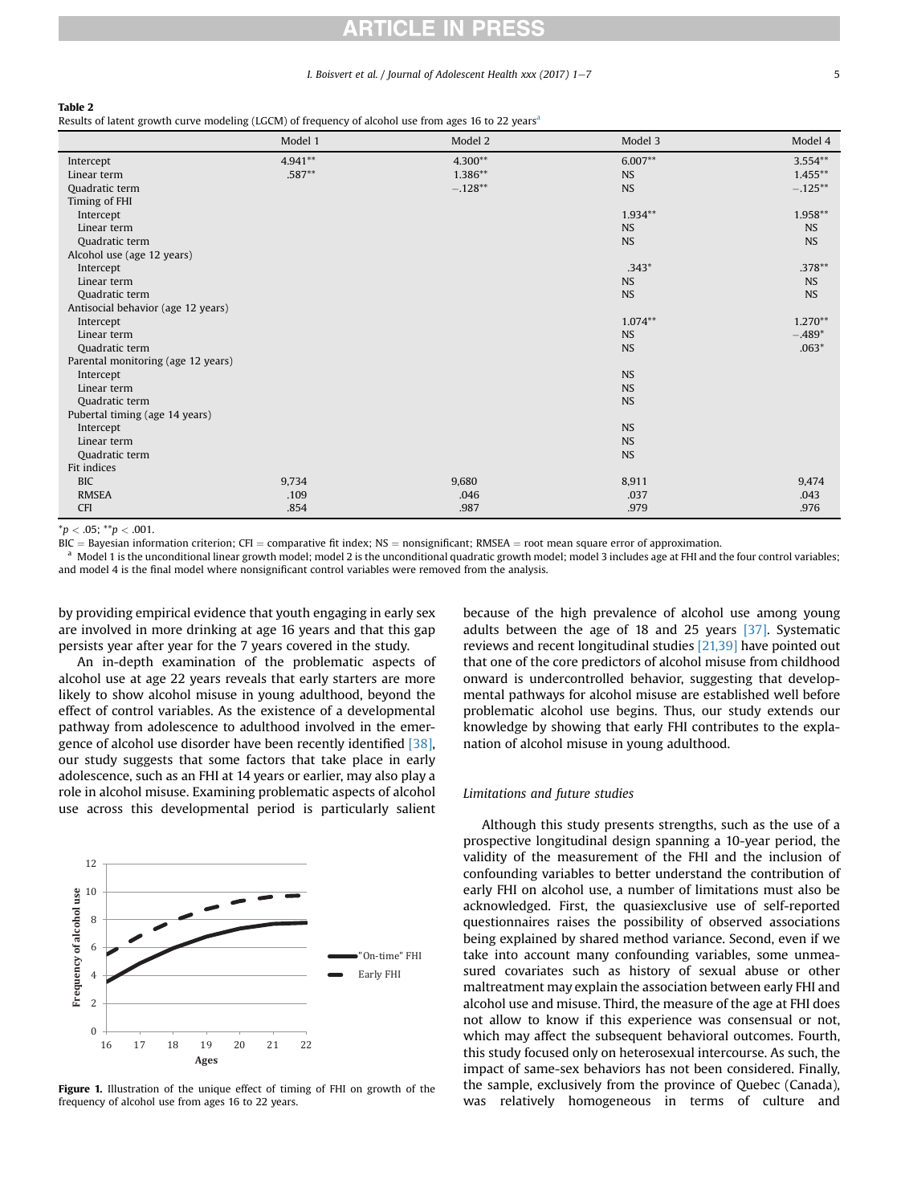**Table 2**
Results of latent growth curve modeling (LGCM) of frequency of alcohol use from ages 16 to 22 years[a]

| | Model 1 | Model 2 | Model 3 | Model 4 |
|---|---|---|---|---|
| Intercept | 4.941** | 4.300** | 6.007** | 3.554** |
| Linear term | .587** | 1.386** | NS | 1.455** |
| Quadratic term | | −.128** | NS | −.125** |
| Timing of FHI | | | | |
| Intercept | | | 1.934** | 1.958** |
| Linear term | | | NS | NS |
| Quadratic term | | | NS | NS |
| Alcohol use (age 12 years) | | | | |
| Intercept | | | .343* | .378** |
| Linear term | | | NS | NS |
| Quadratic term | | | NS | NS |
| Antisocial behavior (age 12 years) | | | | |
| Intercept | | | 1.074** | 1.270** |
| Linear term | | | NS | −.489* |
| Quadratic term | | | NS | .063* |
| Parental monitoring (age 12 years) | | | | |
| Intercept | | | NS | |
| Linear term | | | NS | |
| Quadratic term | | | NS | |
| Pubertal timing (age 14 years) | | | | |
| Intercept | | | NS | |
| Linear term | | | NS | |
| Quadratic term | | | NS | |
| Fit indices | | | | |
| BIC | 9,734 | 9,680 | 8,911 | 9,474 |
| RMSEA | .109 | .046 | .037 | .043 |
| CFI | .854 | .987 | .979 | .976 |

*$p < .05$; **$p < .001$.

BIC = Bayesian information criterion; CFI = comparative fit index; NS = nonsignificant; RMSEA = root mean square error of approximation.

[a] Model 1 is the unconditional linear growth model; model 2 is the unconditional quadratic growth model; model 3 includes age at FHI and the four control variables; and model 4 is the final model where nonsignificant control variables were removed from the analysis.

by providing empirical evidence that youth engaging in early sex are involved in more drinking at age 16 years and that this gap persists year after year for the 7 years covered in the study.

An in-depth examination of the problematic aspects of alcohol use at age 22 years reveals that early starters are more likely to show alcohol misuse in young adulthood, beyond the effect of control variables. As the existence of a developmental pathway from adolescence to adulthood involved in the emergence of alcohol use disorder have been recently identified [38], our study suggests that some factors that take place in early adolescence, such as an FHI at 14 years or earlier, may also play a role in alcohol misuse. Examining problematic aspects of alcohol use across this developmental period is particularly salient because of the high prevalence of alcohol use among young adults between the age of 18 and 25 years [37]. Systematic reviews and recent longitudinal studies [21,39] have pointed out that one of the core predictors of alcohol misuse from childhood onward is undercontrolled behavior, suggesting that developmental pathways for alcohol misuse are established well before problematic alcohol use begins. Thus, our study extends our knowledge by showing that early FHI contributes to the explanation of alcohol misuse in young adulthood.

**Figure 1.** Illustration of the unique effect of timing of FHI on growth of the frequency of alcohol use from ages 16 to 22 years.

### *Limitations and future studies*

Although this study presents strengths, such as the use of a prospective longitudinal design spanning a 10-year period, the validity of the measurement of the FHI and the inclusion of confounding variables to better understand the contribution of early FHI on alcohol use, a number of limitations must also be acknowledged. First, the quasiexclusive use of self-reported questionnaires raises the possibility of observed associations being explained by shared method variance. Second, even if we take into account many confounding variables, some unmeasured covariates such as history of sexual abuse or other maltreatment may explain the association between early FHI and alcohol use and misuse. Third, the measure of the age at FHI does not allow to know if this experience was consensual or not, which may affect the subsequent behavioral outcomes. Fourth, this study focused only on heterosexual intercourse. As such, the impact of same-sex behaviors has not been considered. Finally, the sample, exclusively from the province of Quebec (Canada), was relatively homogeneous in terms of culture and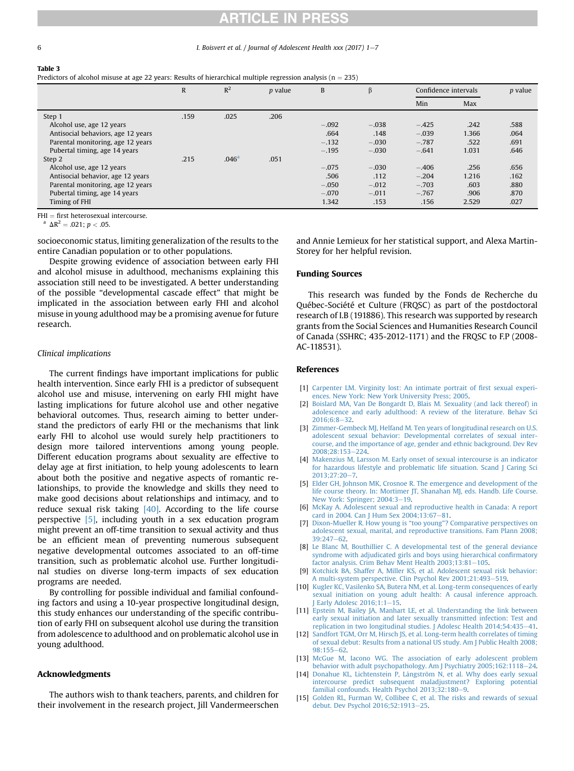**Table 3**
Predictors of alcohol misuse at age 22 years: Results of hierarchical multiple regression analysis (n = 235)

| | R | $R^2$ | *p* value | B | β | Confidence intervals | | *p* value |
|---|---|---|---|---|---|---|---|---|
| | | | | | | Min | Max | |
| Step 1 | .159 | .025 | .206 | | | | | |
| Alcohol use, age 12 years | | | | −.092 | −.038 | −.425 | .242 | .588 |
| Antisocial behaviors, age 12 years | | | | .664 | .148 | −.039 | 1.366 | .064 |
| Parental monitoring, age 12 years | | | | −.132 | −.030 | −.787 | .522 | .691 |
| Pubertal timing, age 14 years | | | | −.195 | −.030 | −.641 | 1.031 | .646 |
| Step 2 | .215 | .046[a] | .051 | | | | | |
| Alcohol use, age 12 years | | | | −.075 | −.030 | −.406 | .256 | .656 |
| Antisocial behavior, age 12 years | | | | .506 | .112 | −.204 | 1.216 | .162 |
| Parental monitoring, age 12 years | | | | −.050 | −.012 | −.703 | .603 | .880 |
| Pubertal timing, age 14 years | | | | −.070 | −.011 | −.767 | .906 | .870 |
| Timing of FHI | | | | 1.342 | .153 | .156 | 2.529 | .027 |

FHI = first heterosexual intercourse.
[a] $\Delta R^2 = .021$; $p < .05$.

socioeconomic status, limiting generalization of the results to the entire Canadian population or to other populations.

Despite growing evidence of association between early FHI and alcohol misuse in adulthood, mechanisms explaining this association still need to be investigated. A better understanding of the possible "developmental cascade effect" that might be implicated in the association between early FHI and alcohol misuse in young adulthood may be a promising avenue for future research.

### *Clinical implications*

The current findings have important implications for public health intervention. Since early FHI is a predictor of subsequent alcohol use and misuse, intervening on early FHI might have lasting implications for future alcohol use and other negative behavioral outcomes. Thus, research aiming to better understand the predictors of early FHI or the mechanisms that link early FHI to alcohol use would surely help practitioners to design more tailored interventions among young people. Different education programs about sexuality are effective to delay age at first initiation, to help young adolescents to learn about both the positive and negative aspects of romantic relationships, to provide the knowledge and skills they need to make good decisions about relationships and intimacy, and to reduce sexual risk taking [40]. According to the life course perspective [5], including youth in a sex education program might prevent an off-time transition to sexual activity and thus be an efficient mean of preventing numerous subsequent negative developmental outcomes associated to an off-time transition, such as problematic alcohol use. Further longitudinal studies on diverse long-term impacts of sex education programs are needed.

By controlling for possible individual and familial confounding factors and using a 10-year prospective longitudinal design, this study enhances our understanding of the specific contribution of early FHI on subsequent alcohol use during the transition from adolescence to adulthood and on problematic alcohol use in young adulthood.

## Acknowledgments

The authors wish to thank teachers, parents, and children for their involvement in the research project, Jill Vandermeerschen and Annie Lemieux for her statistical support, and Alexa Martin-Storey for her helpful revision.

## Funding Sources

This research was funded by the Fonds de Recherche du Québec-Société et Culture (FRQSC) as part of the postdoctoral research of I.B (191886). This research was supported by research grants from the Social Sciences and Humanities Research Council of Canada (SSHRC; 435-2012-1171) and the FRQSC to F.P (2008-AC-118531).

## References

[1] Carpenter LM. Virginity lost: An intimate portrait of first sexual experiences. New York: New York University Press; 2005.
[2] Boislard MA, Van De Bongardt D, Blais M. Sexuality (and lack thereof) in adolescence and early adulthood: A review of the literature. Behav Sci 2016;6:8–32.
[3] Zimmer-Gembeck MJ, Helfand M. Ten years of longitudinal research on U.S. adolescent sexual behavior: Developmental correlates of sexual intercourse, and the importance of age, gender and ethnic background. Dev Rev 2008;28:153–224.
[4] Makenzius M, Larsson M. Early onset of sexual intercourse is an indicator for hazardous lifestyle and problematic life situation. Scand J Caring Sci 2013;27:20–7.
[5] Elder GH, Johnson MK, Crosnoe R. The emergence and development of the life course theory. In: Mortimer JT, Shanahan MJ, eds. Handb. Life Course. New York: Springer; 2004:3–19.
[6] McKay A. Adolescent sexual and reproductive health in Canada: A report card in 2004. Can J Hum Sex 2004;13:67–81.
[7] Dixon-Mueller R. How young is "too young"? Comparative perspectives on adolescent sexual, marital, and reproductive transitions. Fam Plann 2008;39:247–62.
[8] Le Blanc M, Bouthillier C. A developmental test of the general deviance syndrome with adjudicated girls and boys using hierarchical confirmatory factor analysis. Crim Behav Ment Health 2003;13:81–105.
[9] Kotchick BA, Shaffer A, Miller KS, et al. Adolescent sexual risk behavior: A multi-system perspective. Clin Psychol Rev 2001;21:493–519.
[10] Kugler KC, Vasilenko SA, Butera NM, et al. Long-term consequences of early sexual initiation on young adult health: A causal inference approach. J Early Adolesc 2016;1:1–15.
[11] Epstein M, Bailey JA, Manhart LE, et al. Understanding the link between early sexual initiation and later sexually transmitted infection: Test and replication in two longitudinal studies. J Adolesc Health 2014;54:435–41.
[12] Sandfort TGM, Orr M, Hirsch JS, et al. Long-term health correlates of timing of sexual debut: Results from a national US study. Am J Public Health 2008;98:155–62.
[13] McGue M, Iacono WG. The association of early adolescent problem behavior with adult psychopathology. Am J Psychiatry 2005;162:1118–24.
[14] Donahue KL, Lichtenstein P, Långström N, et al. Why does early sexual intercourse predict subsequent maladjustment? Exploring potential familial confounds. Health Psychol 2013;32:180–9.
[15] Golden RL, Furman W, Collibee C, et al. The risks and rewards of sexual debut. Dev Psychol 2016;52:1913–25.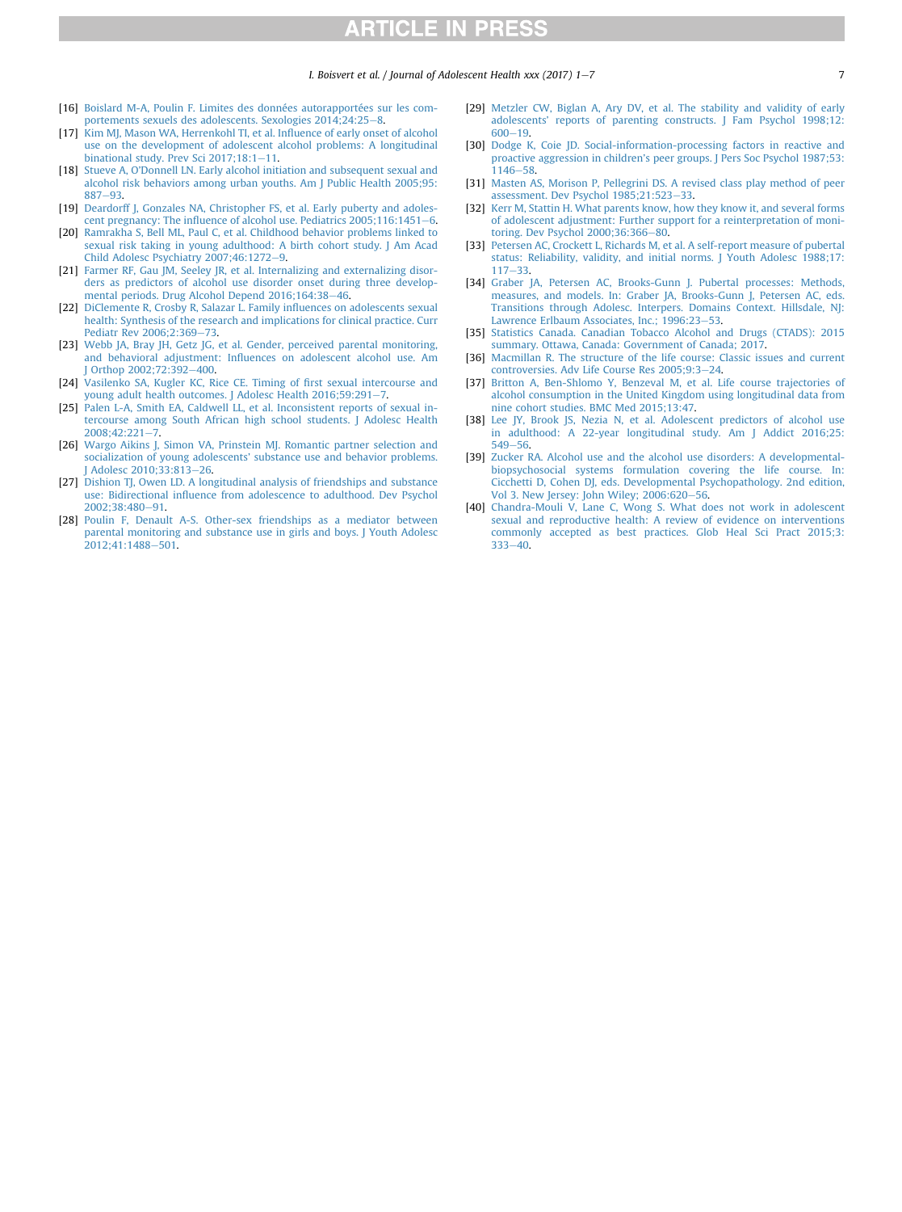[16] Boislard M-A, Poulin F. Limites des données autorapportées sur les comportements sexuels des adolescents. Sexologies 2014;24:25–8.

[17] Kim MJ, Mason WA, Herrenkohl TI, et al. Influence of early onset of alcohol use on the development of adolescent alcohol problems: A longitudinal binational study. Prev Sci 2017;18:1–11.

[18] Stueve A, O'Donnell LN. Early alcohol initiation and subsequent sexual and alcohol risk behaviors among urban youths. Am J Public Health 2005;95:887–93.

[19] Deardorff J, Gonzales NA, Christopher FS, et al. Early puberty and adolescent pregnancy: The influence of alcohol use. Pediatrics 2005;116:1451–6.

[20] Ramrakha S, Bell ML, Paul C, et al. Childhood behavior problems linked to sexual risk taking in young adulthood: A birth cohort study. J Am Acad Child Adolesc Psychiatry 2007;46:1272–9.

[21] Farmer RF, Gau JM, Seeley JR, et al. Internalizing and externalizing disorders as predictors of alcohol use disorder onset during three developmental periods. Drug Alcohol Depend 2016;164:38–46.

[22] DiClemente R, Crosby R, Salazar L. Family influences on adolescents sexual health: Synthesis of the research and implications for clinical practice. Curr Pediatr Rev 2006;2:369–73.

[23] Webb JA, Bray JH, Getz JG, et al. Gender, perceived parental monitoring, and behavioral adjustment: Influences on adolescent alcohol use. Am J Orthop 2002;72:392–400.

[24] Vasilenko SA, Kugler KC, Rice CE. Timing of first sexual intercourse and young adult health outcomes. J Adolesc Health 2016;59:291–7.

[25] Palen L-A, Smith EA, Caldwell LL, et al. Inconsistent reports of sexual intercourse among South African high school students. J Adolesc Health 2008;42:221–7.

[26] Wargo Aikins J, Simon VA, Prinstein MJ. Romantic partner selection and socialization of young adolescents' substance use and behavior problems. J Adolesc 2010;33:813–26.

[27] Dishion TJ, Owen LD. A longitudinal analysis of friendships and substance use: Bidirectional influence from adolescence to adulthood. Dev Psychol 2002;38:480–91.

[28] Poulin F, Denault A-S. Other-sex friendships as a mediator between parental monitoring and substance use in girls and boys. J Youth Adolesc 2012;41:1488–501.

[29] Metzler CW, Biglan A, Ary DV, et al. The stability and validity of early adolescents' reports of parenting constructs. J Fam Psychol 1998;12:600–19.

[30] Dodge K, Coie JD. Social-information-processing factors in reactive and proactive aggression in children's peer groups. J Pers Soc Psychol 1987;53:1146–58.

[31] Masten AS, Morison P, Pellegrini DS. A revised class play method of peer assessment. Dev Psychol 1985;21:523–33.

[32] Kerr M, Stattin H. What parents know, how they know it, and several forms of adolescent adjustment: Further support for a reinterpretation of monitoring. Dev Psychol 2000;36:366–80.

[33] Petersen AC, Crockett L, Richards M, et al. A self-report measure of pubertal status: Reliability, validity, and initial norms. J Youth Adolesc 1988;17:117–33.

[34] Graber JA, Petersen AC, Brooks-Gunn J. Pubertal processes: Methods, measures, and models. In: Graber JA, Brooks-Gunn J, Petersen AC, eds. Transitions through Adolesc. Interpers. Domains Context. Hillsdale, NJ: Lawrence Erlbaum Associates, Inc.; 1996:23–53.

[35] Statistics Canada. Canadian Tobacco Alcohol and Drugs (CTADS): 2015 summary. Ottawa, Canada: Government of Canada; 2017.

[36] Macmillan R. The structure of the life course: Classic issues and current controversies. Adv Life Course Res 2005;9:3–24.

[37] Britton A, Ben-Shlomo Y, Benzeval M, et al. Life course trajectories of alcohol consumption in the United Kingdom using longitudinal data from nine cohort studies. BMC Med 2015;13:47.

[38] Lee JY, Brook JS, Nezia N, et al. Adolescent predictors of alcohol use in adulthood: A 22-year longitudinal study. Am J Addict 2016;25:549–56.

[39] Zucker RA. Alcohol use and the alcohol use disorders: A developmental-biopsychosocial systems formulation covering the life course. In: Cicchetti D, Cohen DJ, eds. Developmental Psychopathology. 2nd edition, Vol 3. New Jersey: John Wiley; 2006:620–56.

[40] Chandra-Mouli V, Lane C, Wong S. What does not work in adolescent sexual and reproductive health: A review of evidence on interventions commonly accepted as best practices. Glob Heal Sci Pract 2015;3:333–40.